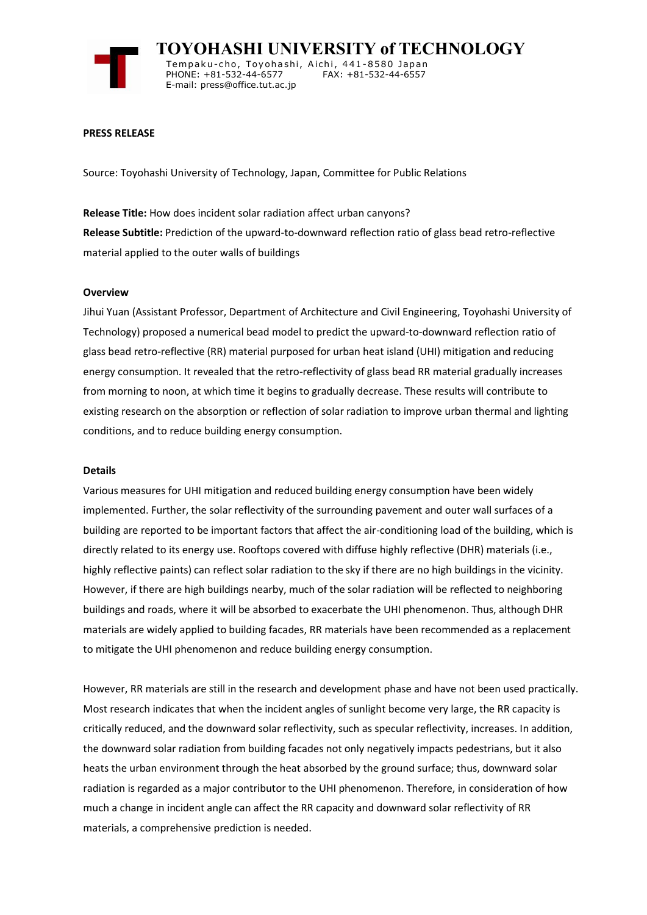# TOYOHASHI UNIVERSITY of TECHNOLOGY

Tempaku-cho, Toyohashi, Aichi, 441-8580 Japan
PHONE: +81-532-44-6577 FAX: +81-532-44-6557
E-mail: press@office.tut.ac.jp

**PRESS RELEASE**

Source: Toyohashi University of Technology, Japan, Committee for Public Relations

**Release Title:** How does incident solar radiation affect urban canyons?

**Release Subtitle:** Prediction of the upward-to-downward reflection ratio of glass bead retro-reflective material applied to the outer walls of buildings

## Overview

Jihui Yuan (Assistant Professor, Department of Architecture and Civil Engineering, Toyohashi University of Technology) proposed a numerical bead model to predict the upward-to-downward reflection ratio of glass bead retro-reflective (RR) material purposed for urban heat island (UHI) mitigation and reducing energy consumption. It revealed that the retro-reflectivity of glass bead RR material gradually increases from morning to noon, at which time it begins to gradually decrease. These results will contribute to existing research on the absorption or reflection of solar radiation to improve urban thermal and lighting conditions, and to reduce building energy consumption.

## Details

Various measures for UHI mitigation and reduced building energy consumption have been widely implemented. Further, the solar reflectivity of the surrounding pavement and outer wall surfaces of a building are reported to be important factors that affect the air-conditioning load of the building, which is directly related to its energy use. Rooftops covered with diffuse highly reflective (DHR) materials (i.e., highly reflective paints) can reflect solar radiation to the sky if there are no high buildings in the vicinity. However, if there are high buildings nearby, much of the solar radiation will be reflected to neighboring buildings and roads, where it will be absorbed to exacerbate the UHI phenomenon. Thus, although DHR materials are widely applied to building facades, RR materials have been recommended as a replacement to mitigate the UHI phenomenon and reduce building energy consumption.

However, RR materials are still in the research and development phase and have not been used practically. Most research indicates that when the incident angles of sunlight become very large, the RR capacity is critically reduced, and the downward solar reflectivity, such as specular reflectivity, increases. In addition, the downward solar radiation from building facades not only negatively impacts pedestrians, but it also heats the urban environment through the heat absorbed by the ground surface; thus, downward solar radiation is regarded as a major contributor to the UHI phenomenon. Therefore, in consideration of how much a change in incident angle can affect the RR capacity and downward solar reflectivity of RR materials, a comprehensive prediction is needed.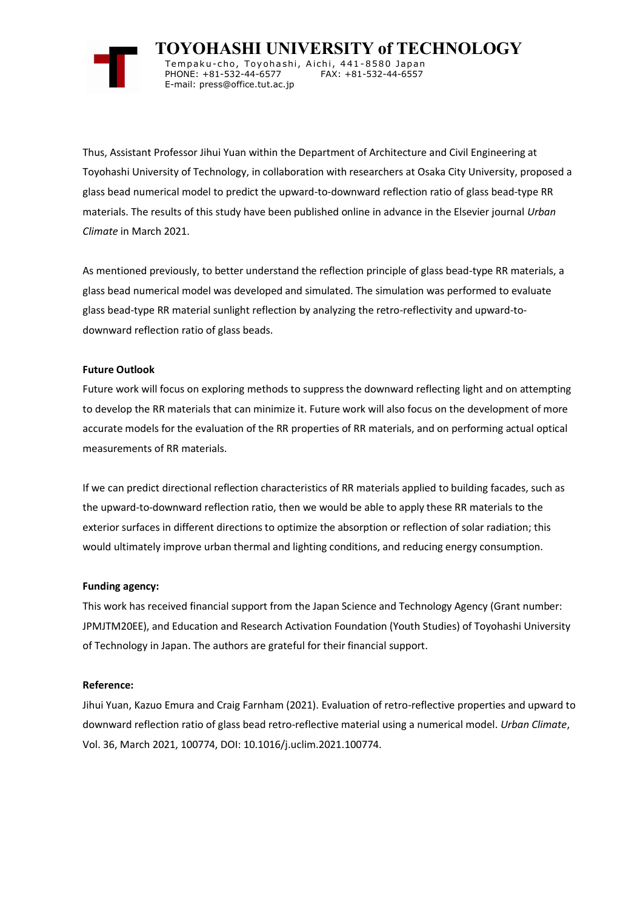Thus, Assistant Professor Jihui Yuan within the Department of Architecture and Civil Engineering at Toyohashi University of Technology, in collaboration with researchers at Osaka City University, proposed a glass bead numerical model to predict the upward-to-downward reflection ratio of glass bead-type RR materials. The results of this study have been published online in advance in the Elsevier journal *Urban Climate* in March 2021.

As mentioned previously, to better understand the reflection principle of glass bead-type RR materials, a glass bead numerical model was developed and simulated. The simulation was performed to evaluate glass bead-type RR material sunlight reflection by analyzing the retro-reflectivity and upward-to-downward reflection ratio of glass beads.

**Future Outlook**

Future work will focus on exploring methods to suppress the downward reflecting light and on attempting to develop the RR materials that can minimize it. Future work will also focus on the development of more accurate models for the evaluation of the RR properties of RR materials, and on performing actual optical measurements of RR materials.

If we can predict directional reflection characteristics of RR materials applied to building facades, such as the upward-to-downward reflection ratio, then we would be able to apply these RR materials to the exterior surfaces in different directions to optimize the absorption or reflection of solar radiation; this would ultimately improve urban thermal and lighting conditions, and reducing energy consumption.

**Funding agency:**

This work has received financial support from the Japan Science and Technology Agency (Grant number: JPMJTM20EE), and Education and Research Activation Foundation (Youth Studies) of Toyohashi University of Technology in Japan. The authors are grateful for their financial support.

**Reference:**

Jihui Yuan, Kazuo Emura and Craig Farnham (2021). Evaluation of retro-reflective properties and upward to downward reflection ratio of glass bead retro-reflective material using a numerical model. *Urban Climate*, Vol. 36, March 2021, 100774, DOI: 10.1016/j.uclim.2021.100774.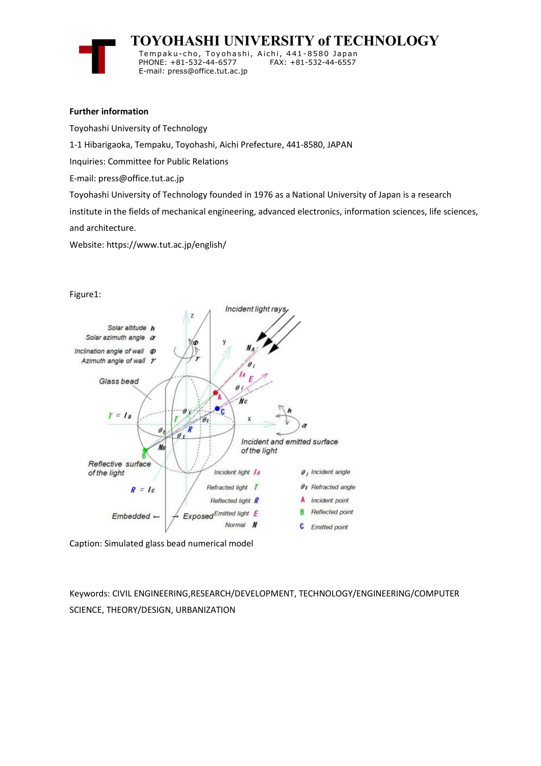**Further information**

Toyohashi University of Technology

1-1 Hibarigaoka, Tempaku, Toyohashi, Aichi Prefecture, 441-8580, JAPAN

Inquiries: Committee for Public Relations

E-mail: press@office.tut.ac.jp

Toyohashi University of Technology founded in 1976 as a National University of Japan is a research institute in the fields of mechanical engineering, advanced electronics, information sciences, life sciences, and architecture.

Website: https://www.tut.ac.jp/english/

Figure1:

Incident light rays

Solar altitude $h$

Solar azimuth angle $\alpha$

Inclination angle of wall $\Phi$

Azimuth angle of wall $\gamma$

Glass bead

$T = I_B$

Reflective surface of the light

$R = I_C$

Embedded ←

→ Exposed

Incident and emitted surface of the light

Incident light $I_A$

Refracted light $T$

Reflected light $R$

Emitted light $E$

Normal $N$

$\theta_i$ Incident angle

$\theta_t$ Refracted angle

A Incident point

B Reflected point

C Emitted point

Caption: Simulated glass bead numerical model

Keywords: CIVIL ENGINEERING,RESEARCH/DEVELOPMENT, TECHNOLOGY/ENGINEERING/COMPUTER SCIENCE, THEORY/DESIGN, URBANIZATION